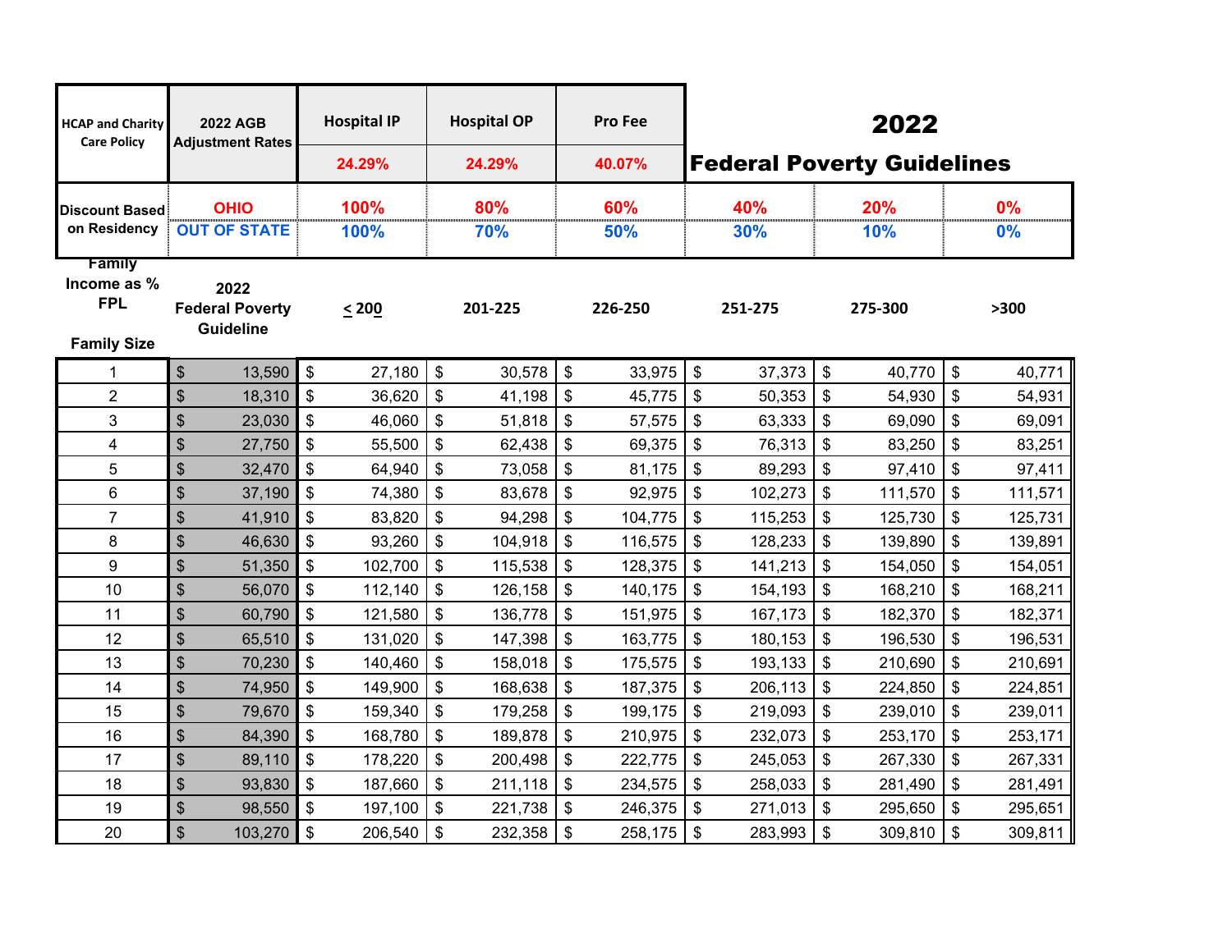# 2022 Federal Poverty Guidelines

| HCAP and Charity Care Policy | 2022 AGB Adjustment Rates | Hospital IP | Hospital OP | Pro Fee | | | |
|---|---|---|---|---|---|---|---|
| | | 24.29% | 24.29% | 40.07% | | | |
| Discount Based on Residency | OHIO | 100% | 80% | 60% | 40% | 20% | 0% |
| | OUT OF STATE | 100% | 70% | 50% | 30% | 10% | 0% |
| Family Income as % FPL / Family Size | 2022 Federal Poverty Guideline | ≤ 200 | 201-225 | 226-250 | 251-275 | 275-300 | >300 |
| 1 | $ 13,590 | $ 27,180 | $ 30,578 | $ 33,975 | $ 37,373 | $ 40,770 | $ 40,771 |
| 2 | $ 18,310 | $ 36,620 | $ 41,198 | $ 45,775 | $ 50,353 | $ 54,930 | $ 54,931 |
| 3 | $ 23,030 | $ 46,060 | $ 51,818 | $ 57,575 | $ 63,333 | $ 69,090 | $ 69,091 |
| 4 | $ 27,750 | $ 55,500 | $ 62,438 | $ 69,375 | $ 76,313 | $ 83,250 | $ 83,251 |
| 5 | $ 32,470 | $ 64,940 | $ 73,058 | $ 81,175 | $ 89,293 | $ 97,410 | $ 97,411 |
| 6 | $ 37,190 | $ 74,380 | $ 83,678 | $ 92,975 | $ 102,273 | $ 111,570 | $ 111,571 |
| 7 | $ 41,910 | $ 83,820 | $ 94,298 | $ 104,775 | $ 115,253 | $ 125,730 | $ 125,731 |
| 8 | $ 46,630 | $ 93,260 | $ 104,918 | $ 116,575 | $ 128,233 | $ 139,890 | $ 139,891 |
| 9 | $ 51,350 | $ 102,700 | $ 115,538 | $ 128,375 | $ 141,213 | $ 154,050 | $ 154,051 |
| 10 | $ 56,070 | $ 112,140 | $ 126,158 | $ 140,175 | $ 154,193 | $ 168,210 | $ 168,211 |
| 11 | $ 60,790 | $ 121,580 | $ 136,778 | $ 151,975 | $ 167,173 | $ 182,370 | $ 182,371 |
| 12 | $ 65,510 | $ 131,020 | $ 147,398 | $ 163,775 | $ 180,153 | $ 196,530 | $ 196,531 |
| 13 | $ 70,230 | $ 140,460 | $ 158,018 | $ 175,575 | $ 193,133 | $ 210,690 | $ 210,691 |
| 14 | $ 74,950 | $ 149,900 | $ 168,638 | $ 187,375 | $ 206,113 | $ 224,850 | $ 224,851 |
| 15 | $ 79,670 | $ 159,340 | $ 179,258 | $ 199,175 | $ 219,093 | $ 239,010 | $ 239,011 |
| 16 | $ 84,390 | $ 168,780 | $ 189,878 | $ 210,975 | $ 232,073 | $ 253,170 | $ 253,171 |
| 17 | $ 89,110 | $ 178,220 | $ 200,498 | $ 222,775 | $ 245,053 | $ 267,330 | $ 267,331 |
| 18 | $ 93,830 | $ 187,660 | $ 211,118 | $ 234,575 | $ 258,033 | $ 281,490 | $ 281,491 |
| 19 | $ 98,550 | $ 197,100 | $ 221,738 | $ 246,375 | $ 271,013 | $ 295,650 | $ 295,651 |
| 20 | $ 103,270 | $ 206,540 | $ 232,358 | $ 258,175 | $ 283,993 | $ 309,810 | $ 309,811 |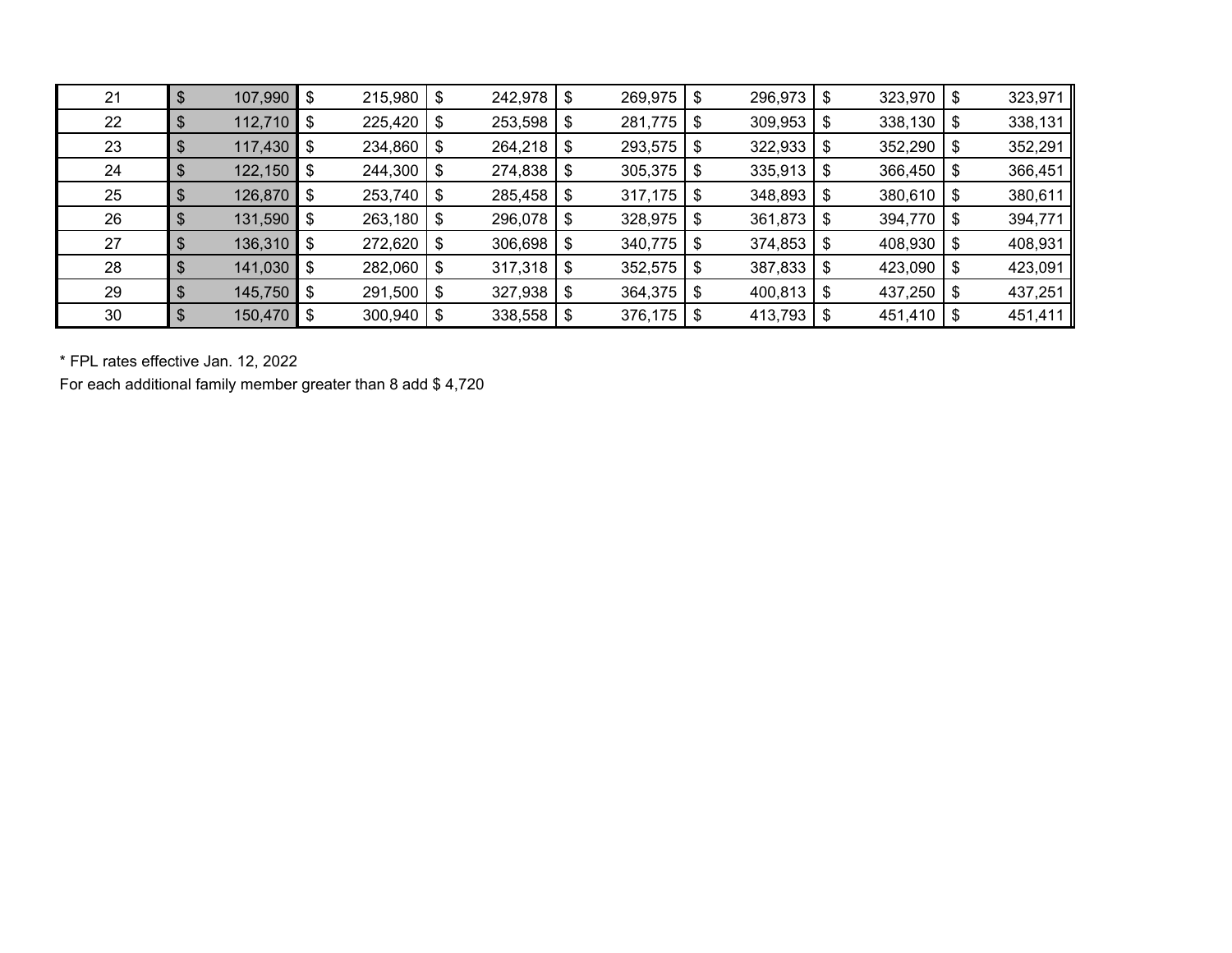| | | | | | | | |
|---|---|---|---|---|---|---|---|
| 21 | $ 107,990 | $ 215,980 | $ 242,978 | $ 269,975 | $ 296,973 | $ 323,970 | $ 323,971 |
| 22 | $ 112,710 | $ 225,420 | $ 253,598 | $ 281,775 | $ 309,953 | $ 338,130 | $ 338,131 |
| 23 | $ 117,430 | $ 234,860 | $ 264,218 | $ 293,575 | $ 322,933 | $ 352,290 | $ 352,291 |
| 24 | $ 122,150 | $ 244,300 | $ 274,838 | $ 305,375 | $ 335,913 | $ 366,450 | $ 366,451 |
| 25 | $ 126,870 | $ 253,740 | $ 285,458 | $ 317,175 | $ 348,893 | $ 380,610 | $ 380,611 |
| 26 | $ 131,590 | $ 263,180 | $ 296,078 | $ 328,975 | $ 361,873 | $ 394,770 | $ 394,771 |
| 27 | $ 136,310 | $ 272,620 | $ 306,698 | $ 340,775 | $ 374,853 | $ 408,930 | $ 408,931 |
| 28 | $ 141,030 | $ 282,060 | $ 317,318 | $ 352,575 | $ 387,833 | $ 423,090 | $ 423,091 |
| 29 | $ 145,750 | $ 291,500 | $ 327,938 | $ 364,375 | $ 400,813 | $ 437,250 | $ 437,251 |
| 30 | $ 150,470 | $ 300,940 | $ 338,558 | $ 376,175 | $ 413,793 | $ 451,410 | $ 451,411 |

* FPL rates effective Jan. 12, 2022

For each additional family member greater than 8 add $ 4,720